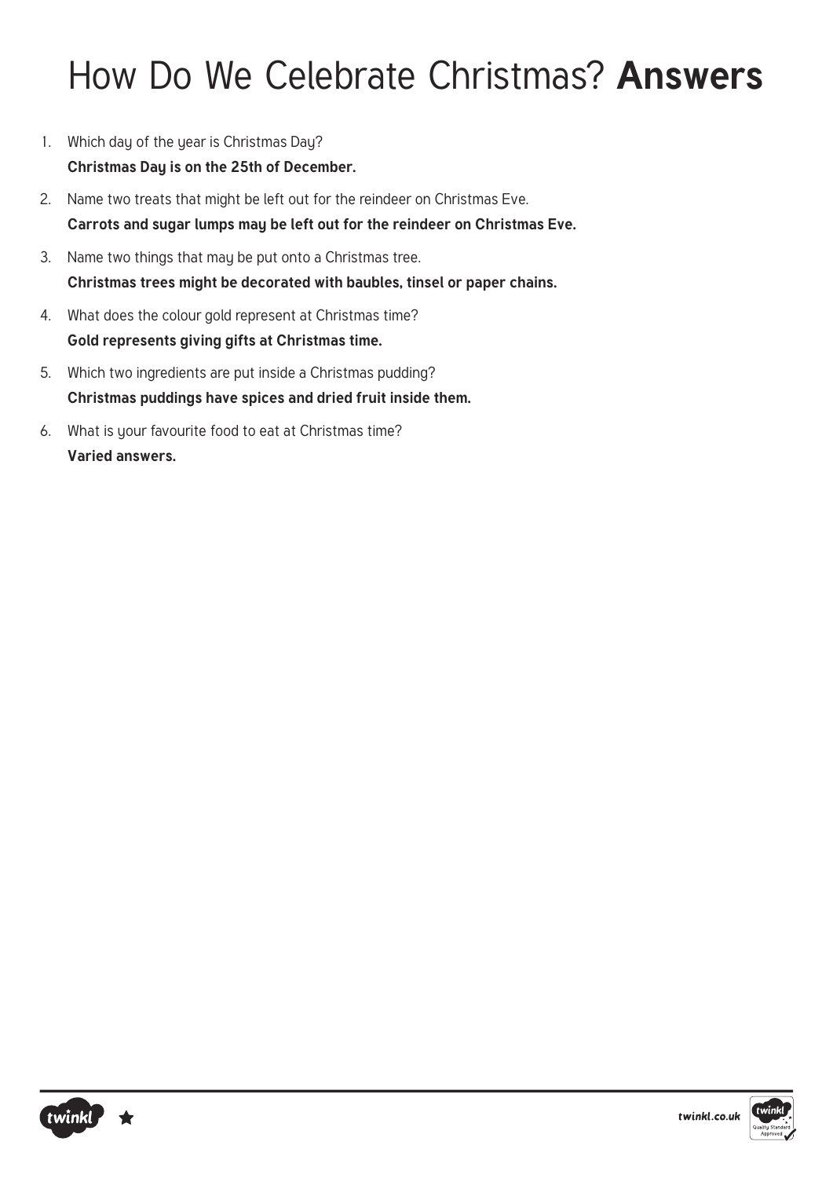# How Do We Celebrate Christmas? **Answers**

1. Which day of the year is Christmas Day?
   **Christmas Day is on the 25th of December.**
2. Name two treats that might be left out for the reindeer on Christmas Eve.
   **Carrots and sugar lumps may be left out for the reindeer on Christmas Eve.**
3. Name two things that may be put onto a Christmas tree.
   **Christmas trees might be decorated with baubles, tinsel or paper chains.**
4. What does the colour gold represent at Christmas time?
   **Gold represents giving gifts at Christmas time.**
5. Which two ingredients are put inside a Christmas pudding?
   **Christmas puddings have spices and dried fruit inside them.**
6. What is your favourite food to eat at Christmas time?
   **Varied answers.**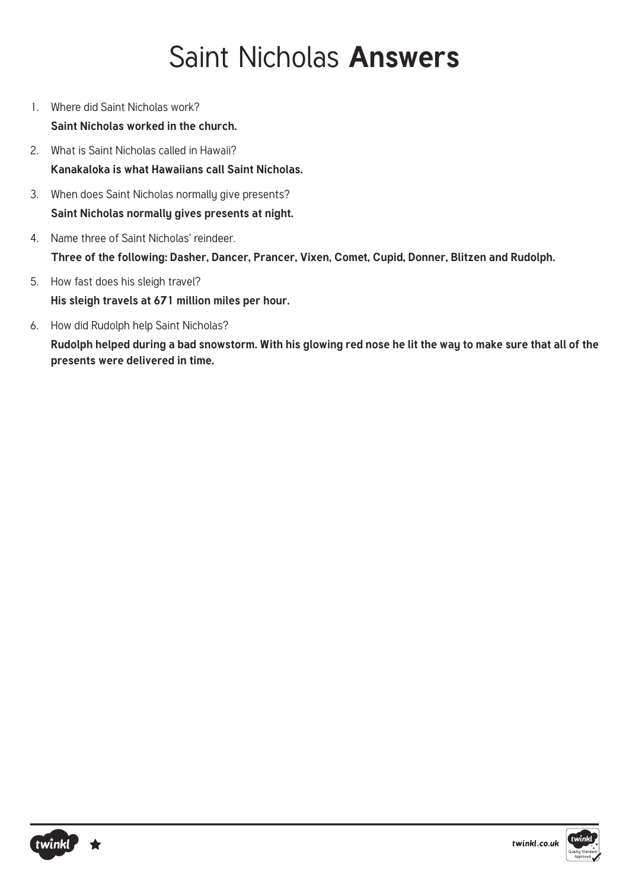# Saint Nicholas **Answers**

1. Where did Saint Nicholas work?

   **Saint Nicholas worked in the church.**

2. What is Saint Nicholas called in Hawaii?

   **Kanakaloka is what Hawaiians call Saint Nicholas.**

3. When does Saint Nicholas normally give presents?

   **Saint Nicholas normally gives presents at night.**

4. Name three of Saint Nicholas' reindeer.

   **Three of the following: Dasher, Dancer, Prancer, Vixen, Comet, Cupid, Donner, Blitzen and Rudolph.**

5. How fast does his sleigh travel?

   **His sleigh travels at 671 million miles per hour.**

6. How did Rudolph help Saint Nicholas?

   **Rudolph helped during a bad snowstorm. With his glowing red nose he lit the way to make sure that all of the presents were delivered in time.**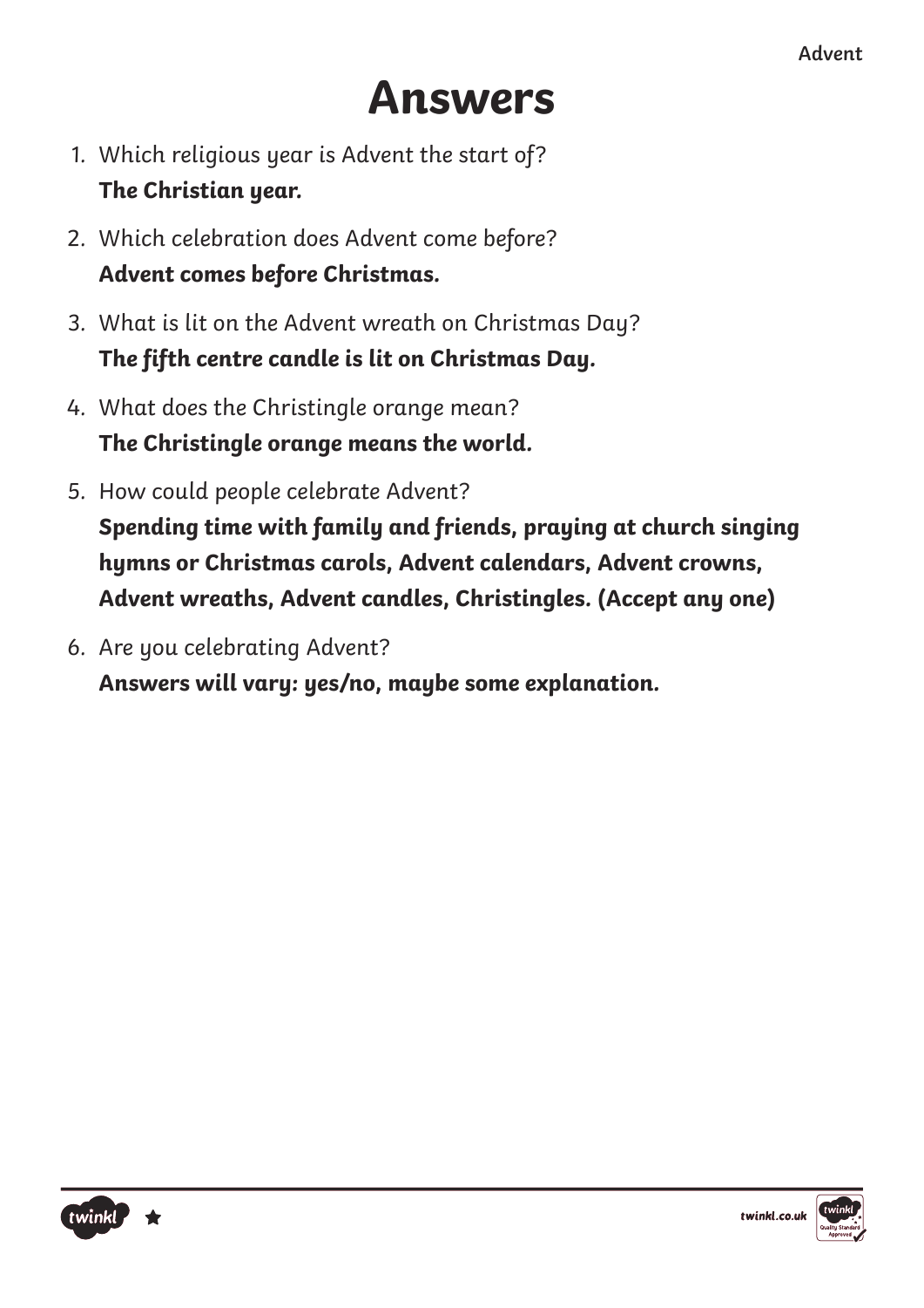# Answers

1. Which religious year is Advent the start of?
   **The Christian year.**
2. Which celebration does Advent come before?
   **Advent comes before Christmas.**
3. What is lit on the Advent wreath on Christmas Day?
   **The fifth centre candle is lit on Christmas Day.**
4. What does the Christingle orange mean?
   **The Christingle orange means the world.**
5. How could people celebrate Advent?
   **Spending time with family and friends, praying at church singing hymns or Christmas carols, Advent calendars, Advent crowns, Advent wreaths, Advent candles, Christingles. (Accept any one)**
6. Are you celebrating Advent?
   **Answers will vary: yes/no, maybe some explanation.**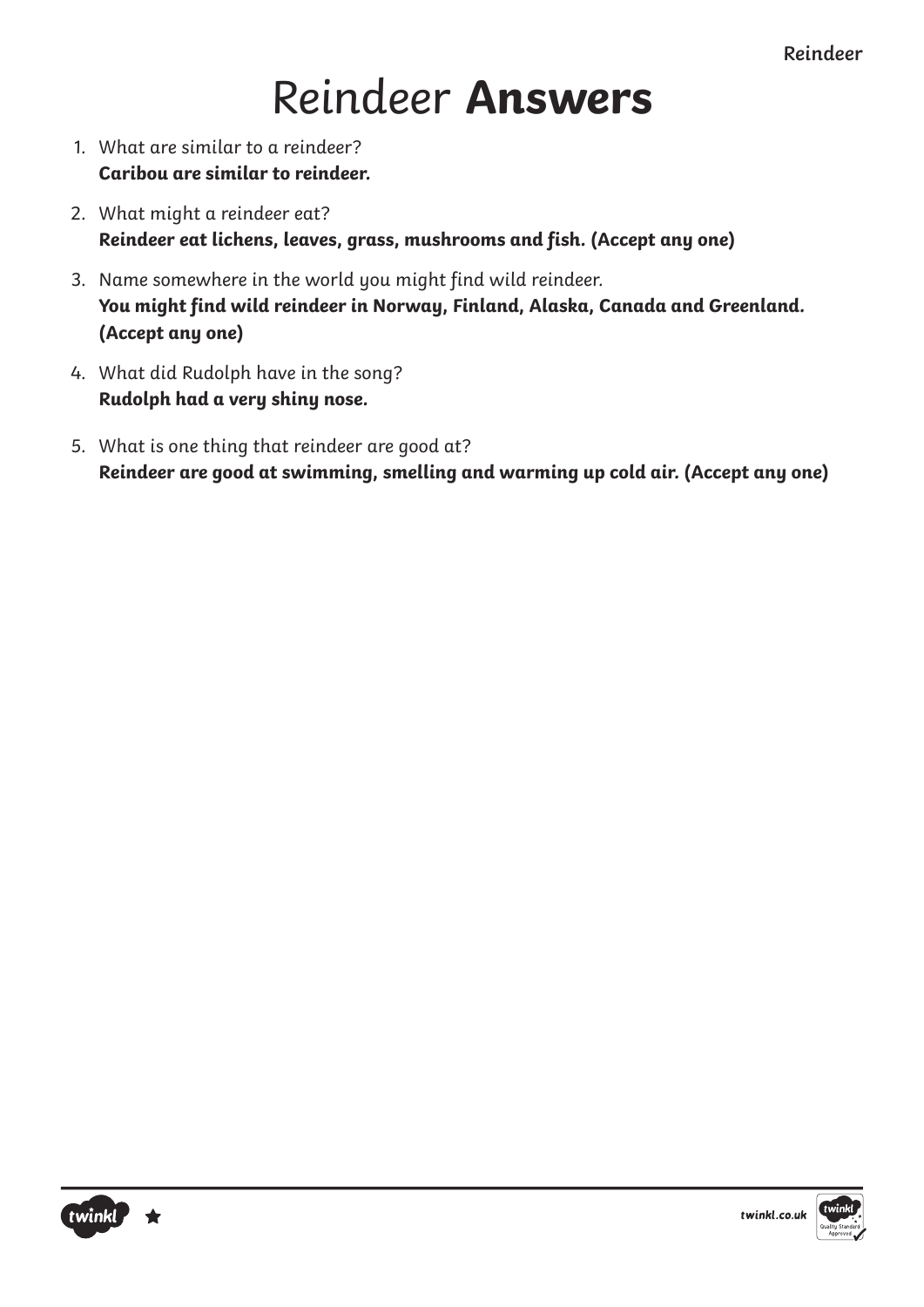# Reindeer **Answers**

1. What are similar to a reindeer?
   ***Caribou are similar to reindeer.***
2. What might a reindeer eat?
   ***Reindeer eat lichens, leaves, grass, mushrooms and fish. (Accept any one)***
3. Name somewhere in the world you might find wild reindeer.
   ***You might find wild reindeer in Norway, Finland, Alaska, Canada and Greenland. (Accept any one)***
4. What did Rudolph have in the song?
   ***Rudolph had a very shiny nose.***
5. What is one thing that reindeer are good at?
   ***Reindeer are good at swimming, smelling and warming up cold air. (Accept any one)***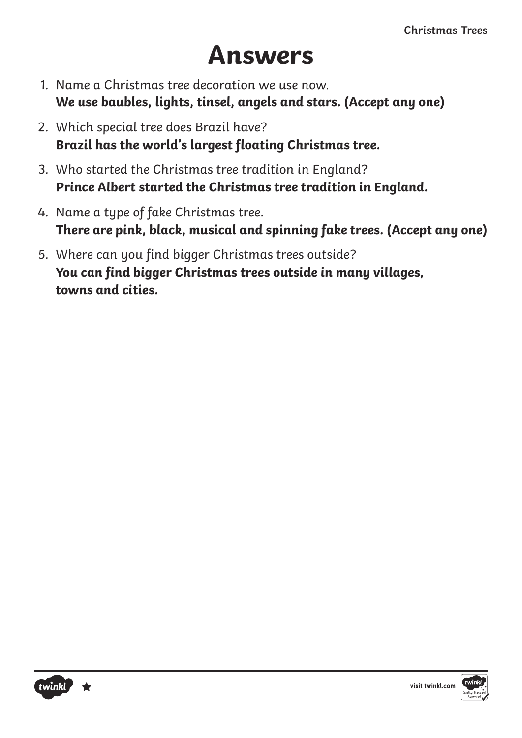# Answers

1. Name a Christmas tree decoration we use now.
   **We use baubles, lights, tinsel, angels and stars. (Accept any one)**
2. Which special tree does Brazil have?
   **Brazil has the world's largest floating Christmas tree.**
3. Who started the Christmas tree tradition in England?
   **Prince Albert started the Christmas tree tradition in England.**
4. Name a type of fake Christmas tree.
   **There are pink, black, musical and spinning fake trees. (Accept any one)**
5. Where can you find bigger Christmas trees outside?
   **You can find bigger Christmas trees outside in many villages, towns and cities.**